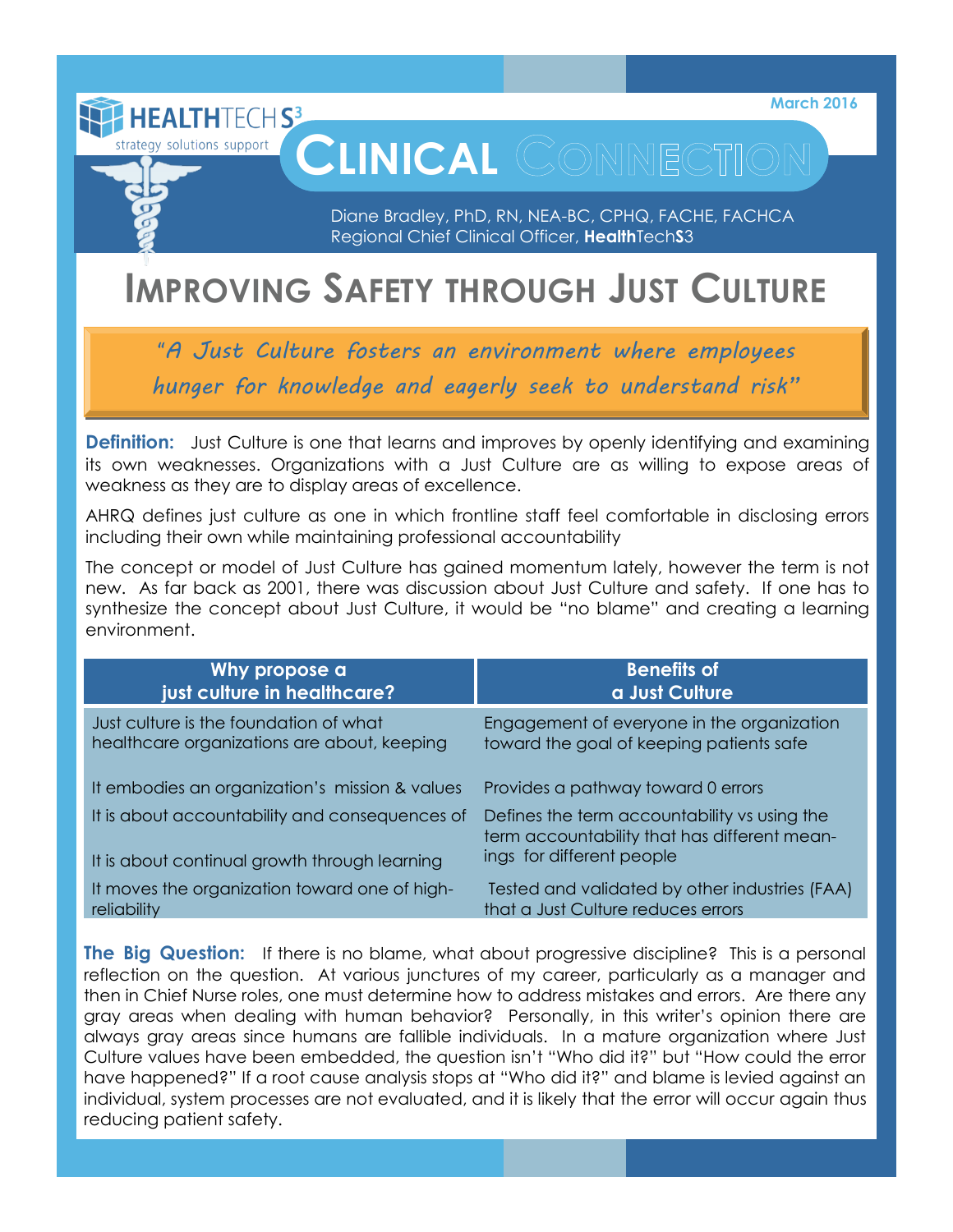HEALTHTECH S3
strategy solutions support

March 2016

# CLINICAL CONNECTION

Diane Bradley, PhD, RN, NEA-BC, CPHQ, FACHE, FACHCA
Regional Chief Clinical Officer, **Health**Tech**S**3

# IMPROVING SAFETY THROUGH JUST CULTURE

> *"A Just Culture fosters an environment where employees hunger for knowledge and eagerly seek to understand risk"*

**Definition:** Just Culture is one that learns and improves by openly identifying and examining its own weaknesses. Organizations with a Just Culture are as willing to expose areas of weakness as they are to display areas of excellence.

AHRQ defines just culture as one in which frontline staff feel comfortable in disclosing errors including their own while maintaining professional accountability

The concept or model of Just Culture has gained momentum lately, however the term is not new. As far back as 2001, there was discussion about Just Culture and safety. If one has to synthesize the concept about Just Culture, it would be "no blame" and creating a learning environment.

| Why propose a just culture in healthcare? | Benefits of a Just Culture |
|---|---|
| Just culture is the foundation of what healthcare organizations are about, keeping | Engagement of everyone in the organization toward the goal of keeping patients safe |
| It embodies an organization's mission & values | Provides a pathway toward 0 errors |
| It is about accountability and consequences of | Defines the term accountability vs using the term accountability that has different meanings for different people |
| It is about continual growth through learning | |
| It moves the organization toward one of high-reliability | Tested and validated by other industries (FAA) that a Just Culture reduces errors |

**The Big Question:** If there is no blame, what about progressive discipline? This is a personal reflection on the question. At various junctures of my career, particularly as a manager and then in Chief Nurse roles, one must determine how to address mistakes and errors. Are there any gray areas when dealing with human behavior? Personally, in this writer's opinion there are always gray areas since humans are fallible individuals. In a mature organization where Just Culture values have been embedded, the question isn't "Who did it?" but "How could the error have happened?" If a root cause analysis stops at "Who did it?" and blame is levied against an individual, system processes are not evaluated, and it is likely that the error will occur again thus reducing patient safety.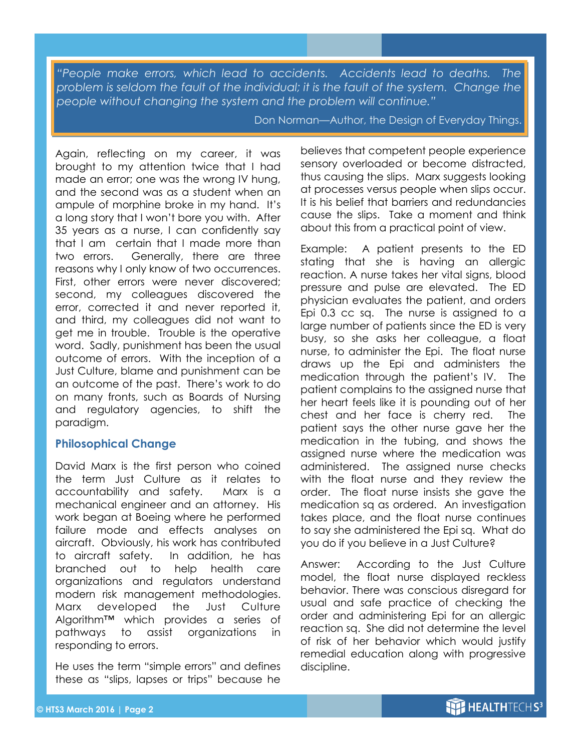> *"People make errors, which lead to accidents. Accidents lead to deaths. The problem is seldom the fault of the individual; it is the fault of the system. Change the people without changing the system and the problem will continue."*
>
> Don Norman—Author, the Design of Everyday Things.

Again, reflecting on my career, it was brought to my attention twice that I had made an error; one was the wrong IV hung, and the second was as a student when an ampule of morphine broke in my hand. It's a long story that I won't bore you with. After 35 years as a nurse, I can confidently say that I am certain that I made more than two errors. Generally, there are three reasons why I only know of two occurrences. First, other errors were never discovered; second, my colleagues discovered the error, corrected it and never reported it, and third, my colleagues did not want to get me in trouble. Trouble is the operative word. Sadly, punishment has been the usual outcome of errors. With the inception of a Just Culture, blame and punishment can be an outcome of the past. There's work to do on many fronts, such as Boards of Nursing and regulatory agencies, to shift the paradigm.

## Philosophical Change

David Marx is the first person who coined the term Just Culture as it relates to accountability and safety. Marx is a mechanical engineer and an attorney. His work began at Boeing where he performed failure mode and effects analyses on aircraft. Obviously, his work has contributed to aircraft safety. In addition, he has branched out to help health care organizations and regulators understand modern risk management methodologies. Marx developed the Just Culture Algorithm™ which provides a series of pathways to assist organizations in responding to errors.

He uses the term "simple errors" and defines these as "slips, lapses or trips" because he believes that competent people experience sensory overloaded or become distracted, thus causing the slips. Marx suggests looking at processes versus people when slips occur. It is his belief that barriers and redundancies cause the slips. Take a moment and think about this from a practical point of view.

Example: A patient presents to the ED stating that she is having an allergic reaction. A nurse takes her vital signs, blood pressure and pulse are elevated. The ED physician evaluates the patient, and orders Epi 0.3 cc sq. The nurse is assigned to a large number of patients since the ED is very busy, so she asks her colleague, a float nurse, to administer the Epi. The float nurse draws up the Epi and administers the medication through the patient's IV. The patient complains to the assigned nurse that her heart feels like it is pounding out of her chest and her face is cherry red. The patient says the other nurse gave her the medication in the tubing, and shows the assigned nurse where the medication was administered. The assigned nurse checks with the float nurse and they review the order. The float nurse insists she gave the medication sq as ordered. An investigation takes place, and the float nurse continues to say she administered the Epi sq. What do you do if you believe in a Just Culture?

Answer: According to the Just Culture model, the float nurse displayed reckless behavior. There was conscious disregard for usual and safe practice of checking the order and administering Epi for an allergic reaction sq. She did not determine the level of risk of her behavior which would justify remedial education along with progressive discipline.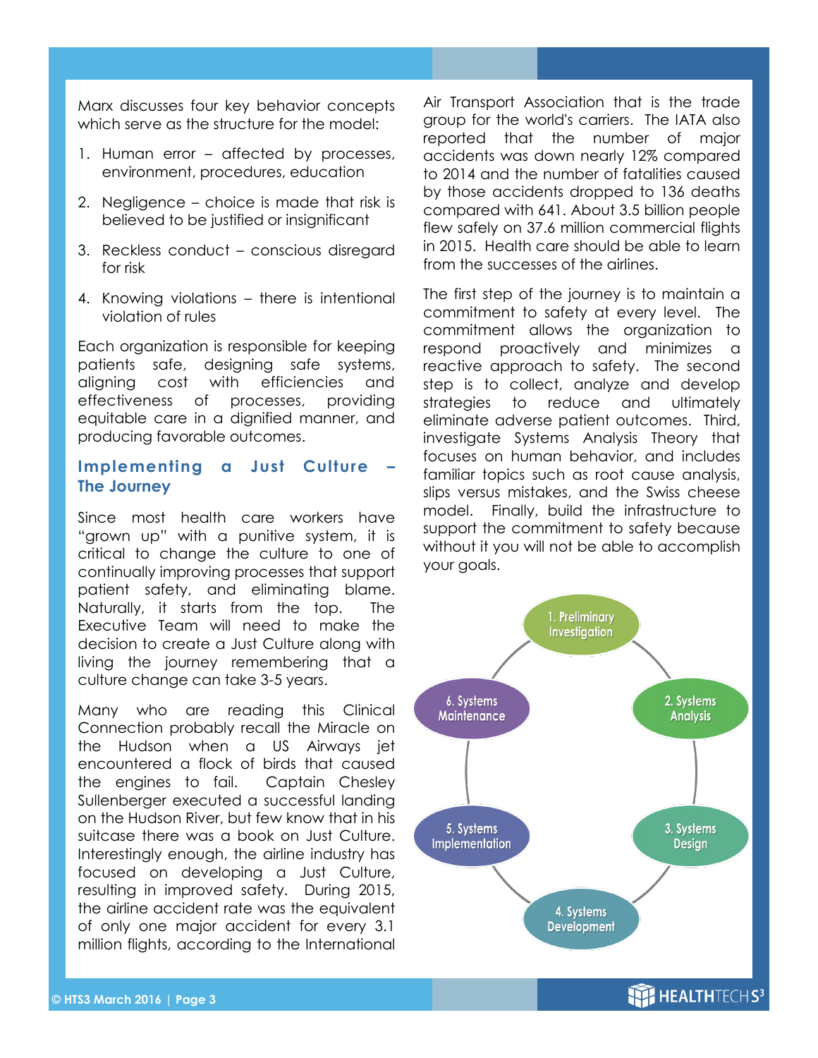Marx discusses four key behavior concepts which serve as the structure for the model:

1. Human error – affected by processes, environment, procedures, education
2. Negligence – choice is made that risk is believed to be justified or insignificant
3. Reckless conduct – conscious disregard for risk
4. Knowing violations – there is intentional violation of rules

Each organization is responsible for keeping patients safe, designing safe systems, aligning cost with efficiencies and effectiveness of processes, providing equitable care in a dignified manner, and producing favorable outcomes.

## Implementing a Just Culture – The Journey

Since most health care workers have "grown up" with a punitive system, it is critical to change the culture to one of continually improving processes that support patient safety, and eliminating blame. Naturally, it starts from the top. The Executive Team will need to make the decision to create a Just Culture along with living the journey remembering that a culture change can take 3-5 years.

Many who are reading this Clinical Connection probably recall the Miracle on the Hudson when a US Airways jet encountered a flock of birds that caused the engines to fail. Captain Chesley Sullenberger executed a successful landing on the Hudson River, but few know that in his suitcase there was a book on Just Culture. Interestingly enough, the airline industry has focused on developing a Just Culture, resulting in improved safety. During 2015, the airline accident rate was the equivalent of only one major accident for every 3.1 million flights, according to the International Air Transport Association that is the trade group for the world's carriers. The IATA also reported that the number of major accidents was down nearly 12% compared to 2014 and the number of fatalities caused by those accidents dropped to 136 deaths compared with 641. About 3.5 billion people flew safely on 37.6 million commercial flights in 2015. Health care should be able to learn from the successes of the airlines.

The first step of the journey is to maintain a commitment to safety at every level. The commitment allows the organization to respond proactively and minimizes a reactive approach to safety. The second step is to collect, analyze and develop strategies to reduce and ultimately eliminate adverse patient outcomes. Third, investigate Systems Analysis Theory that focuses on human behavior, and includes familiar topics such as root cause analysis, slips versus mistakes, and the Swiss cheese model. Finally, build the infrastructure to support the commitment to safety because without it you will not be able to accomplish your goals.

1. Preliminary Investigation
2. Systems Analysis
3. Systems Design
4. Systems Development
5. Systems Implementation
6. Systems Maintenance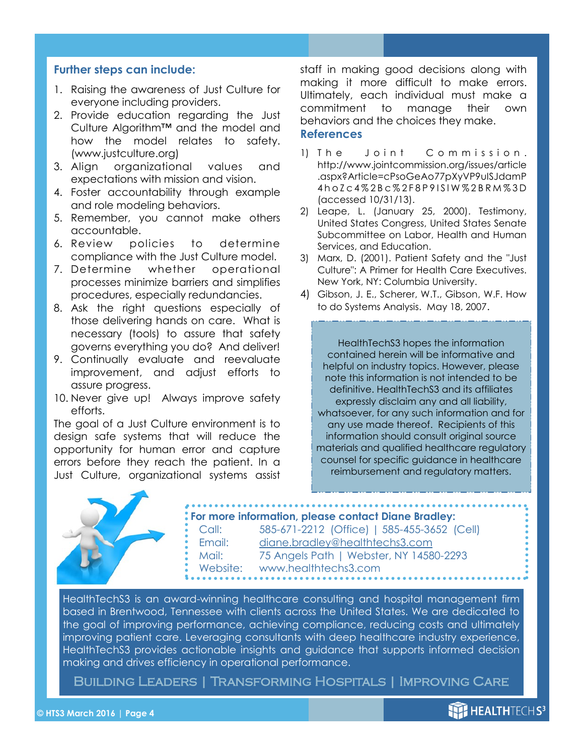### Further steps can include:

1. Raising the awareness of Just Culture for everyone including providers.
2. Provide education regarding the Just Culture Algorithm™ and the model and how the model relates to safety. (www.justculture.org)
3. Align organizational values and expectations with mission and vision.
4. Foster accountability through example and role modeling behaviors.
5. Remember, you cannot make others accountable.
6. Review policies to determine compliance with the Just Culture model.
7. Determine whether operational processes minimize barriers and simplifies procedures, especially redundancies.
8. Ask the right questions especially of those delivering hands on care. What is necessary (tools) to assure that safety governs everything you do? And deliver!
9. Continually evaluate and reevaluate improvement, and adjust efforts to assure progress.
10. Never give up! Always improve safety efforts.

The goal of a Just Culture environment is to design safe systems that will reduce the opportunity for human error and capture errors before they reach the patient. In a Just Culture, organizational systems assist staff in making good decisions along with making it more difficult to make errors. Ultimately, each individual must make a commitment to manage their own behaviors and the choices they make.

### References

1) The Joint Commission. http://www.jointcommission.org/issues/article.aspx?Article=cPsoGeAo77pXyVP9uISJdamP4hoZc4%2Bc%2F8P9ISIW%2BRM%3D (accessed 10/31/13).
2) Leape, L. (January 25, 2000). Testimony, United States Congress, United States Senate Subcommittee on Labor, Health and Human Services, and Education.
3) Marx, D. (2001). Patient Safety and the "Just Culture": A Primer for Health Care Executives. New York, NY: Columbia University.
4) Gibson, J. E., Scherer, W.T., Gibson, W.F. How to do Systems Analysis. May 18, 2007.

HealthTechS3 hopes the information contained herein will be informative and helpful on industry topics. However, please note this information is not intended to be definitive. HealthTechS3 and its affiliates expressly disclaim any and all liability, whatsoever, for any such information and for any use made thereof. Recipients of this information should consult original source materials and qualified healthcare regulatory counsel for specific guidance in healthcare reimbursement and regulatory matters.

**For more information, please contact Diane Bradley:**

Call: 585-671-2212 (Office) | 585-455-3652 (Cell)
Email: diane.bradley@healthtechs3.com
Mail: 75 Angels Path | Webster, NY 14580-2293
Website: www.healthtechs3.com

HealthTechS3 is an award-winning healthcare consulting and hospital management firm based in Brentwood, Tennessee with clients across the United States. We are dedicated to the goal of improving performance, achieving compliance, reducing costs and ultimately improving patient care. Leveraging consultants with deep healthcare industry experience, HealthTechS3 provides actionable insights and guidance that supports informed decision making and drives efficiency in operational performance.

BUILDING LEADERS | TRANSFORMING HOSPITALS | IMPROVING CARE